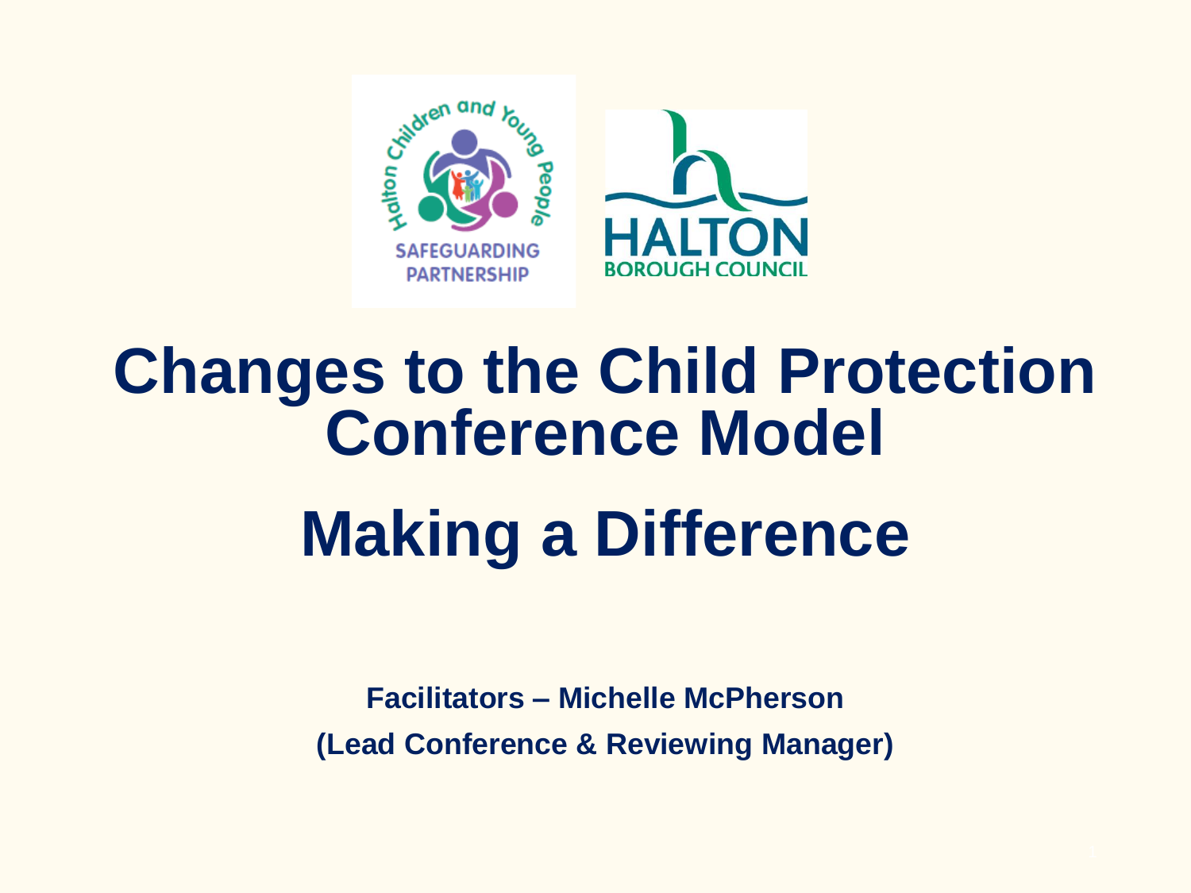# Changes to the Child Protection Conference Model

# Making a Difference

**Facilitators – Michelle McPherson**

**(Lead Conference & Reviewing Manager)**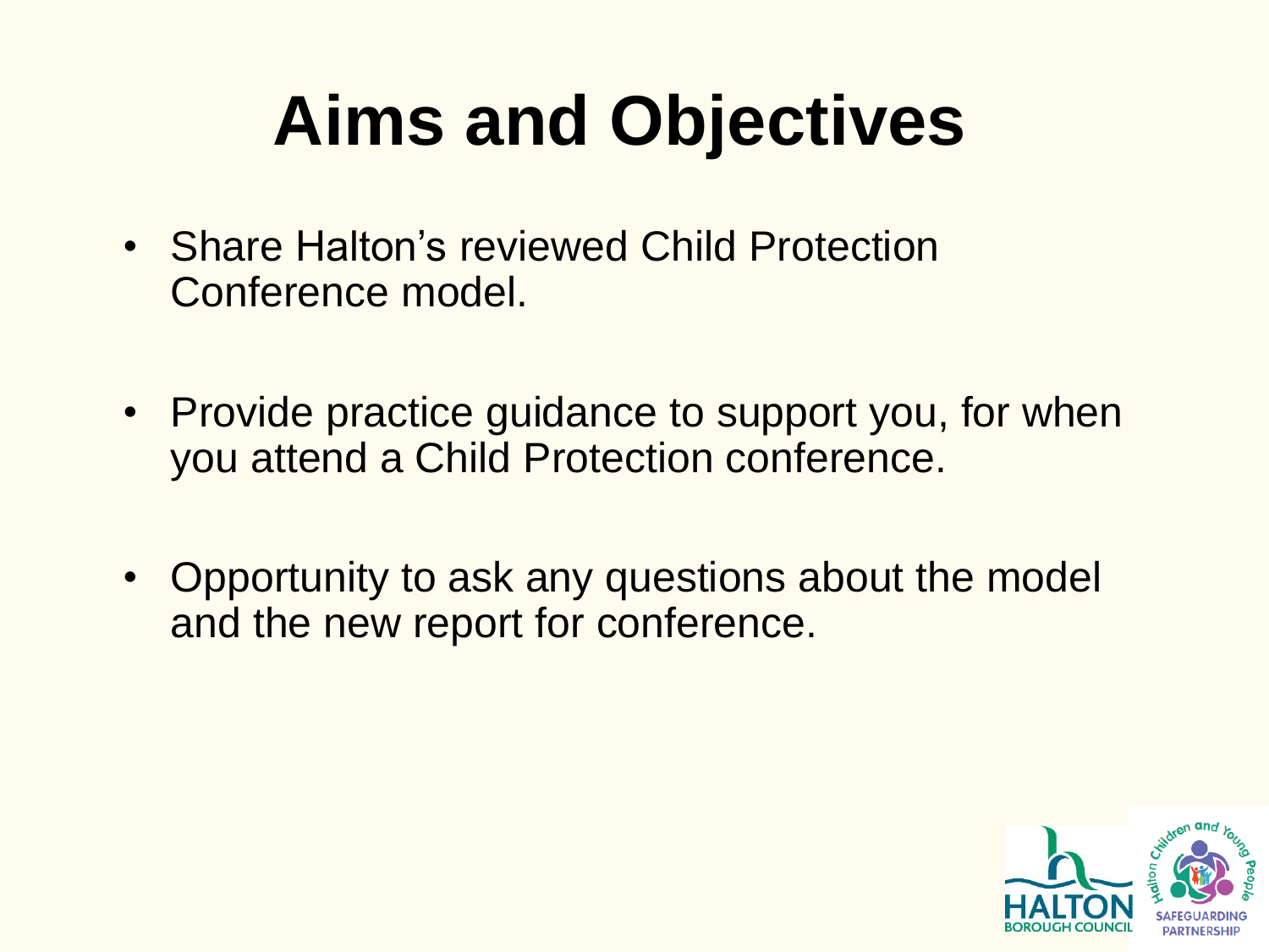# Aims and Objectives

- Share Halton's reviewed Child Protection Conference model.
- Provide practice guidance to support you, for when you attend a Child Protection conference.
- Opportunity to ask any questions about the model and the new report for conference.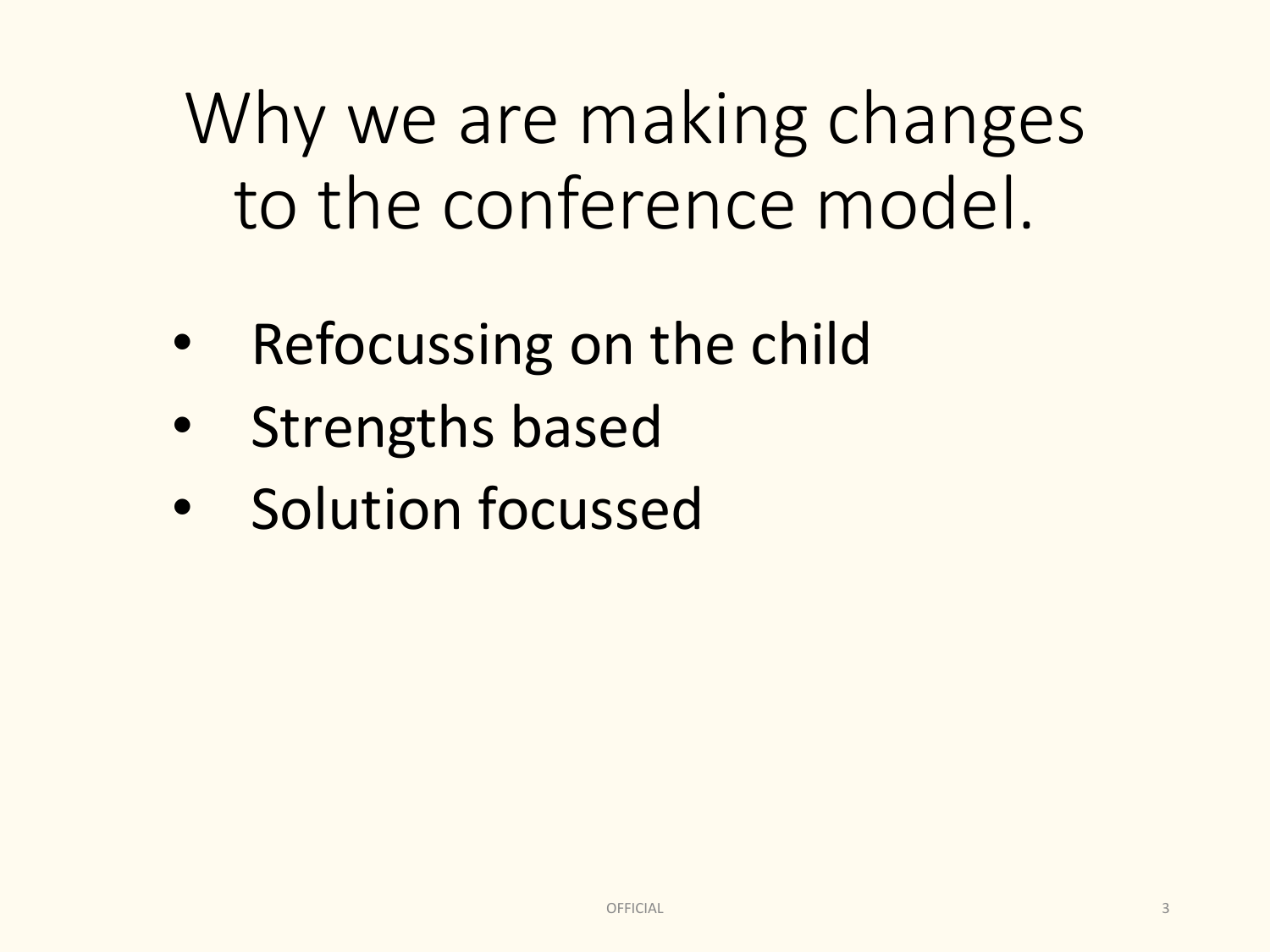# Why we are making changes to the conference model.

- Refocussing on the child
- Strengths based
- Solution focussed

OFFICIAL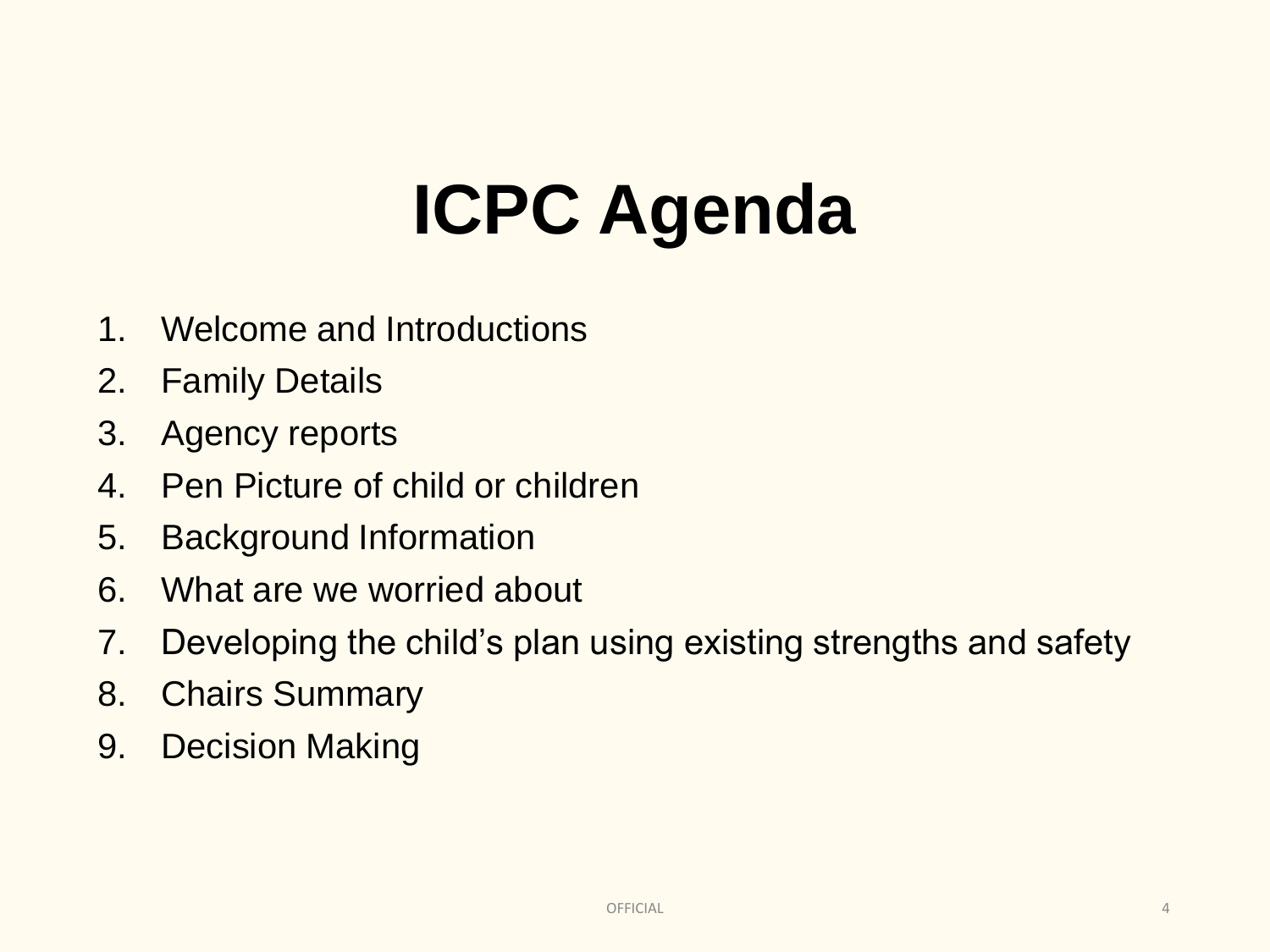# ICPC Agenda

1. Welcome and Introductions
2. Family Details
3. Agency reports
4. Pen Picture of child or children
5. Background Information
6. What are we worried about
7. Developing the child's plan using existing strengths and safety
8. Chairs Summary
9. Decision Making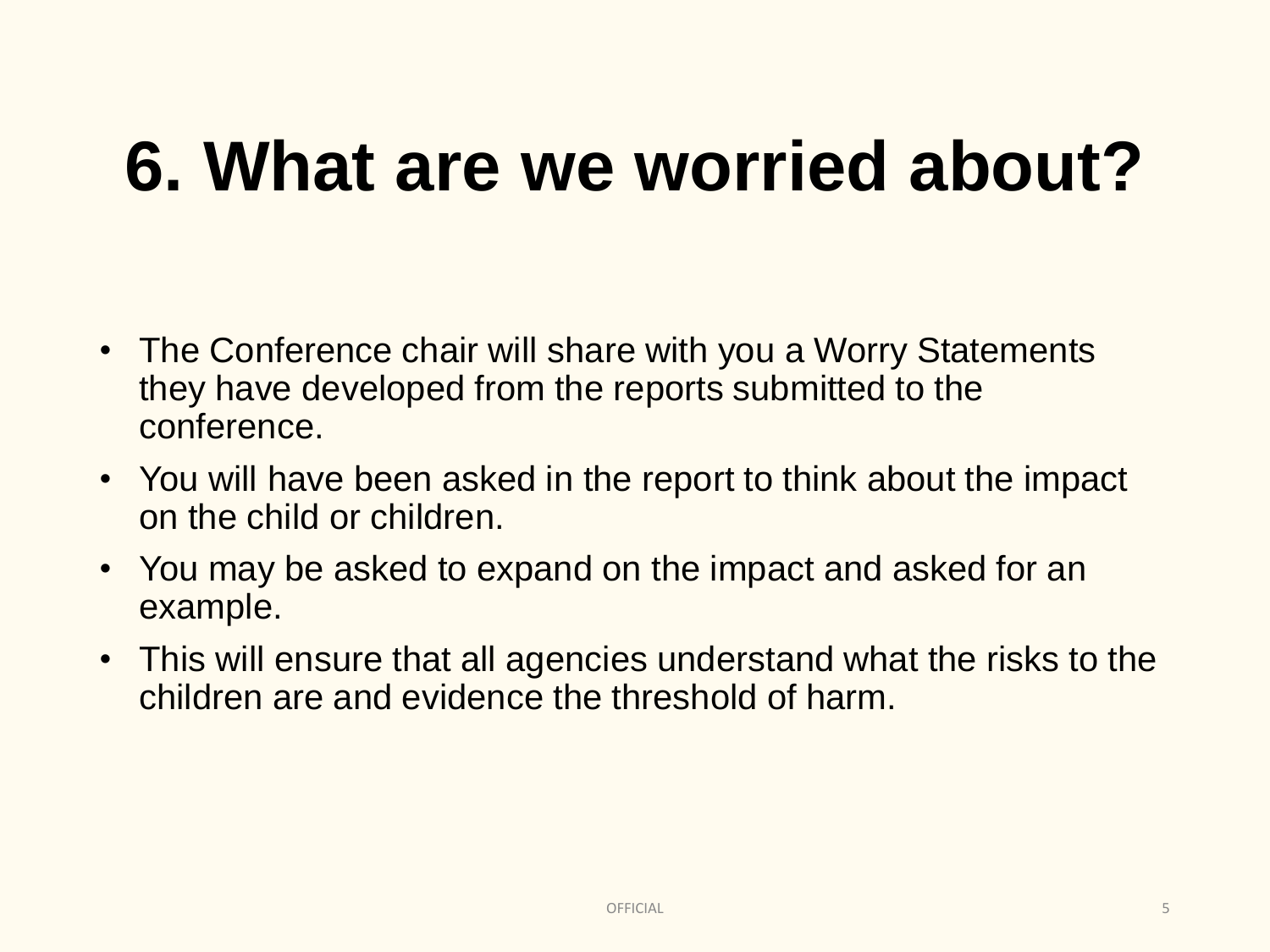# 6. What are we worried about?

- The Conference chair will share with you a Worry Statements they have developed from the reports submitted to the conference.
- You will have been asked in the report to think about the impact on the child or children.
- You may be asked to expand on the impact and asked for an example.
- This will ensure that all agencies understand what the risks to the children are and evidence the threshold of harm.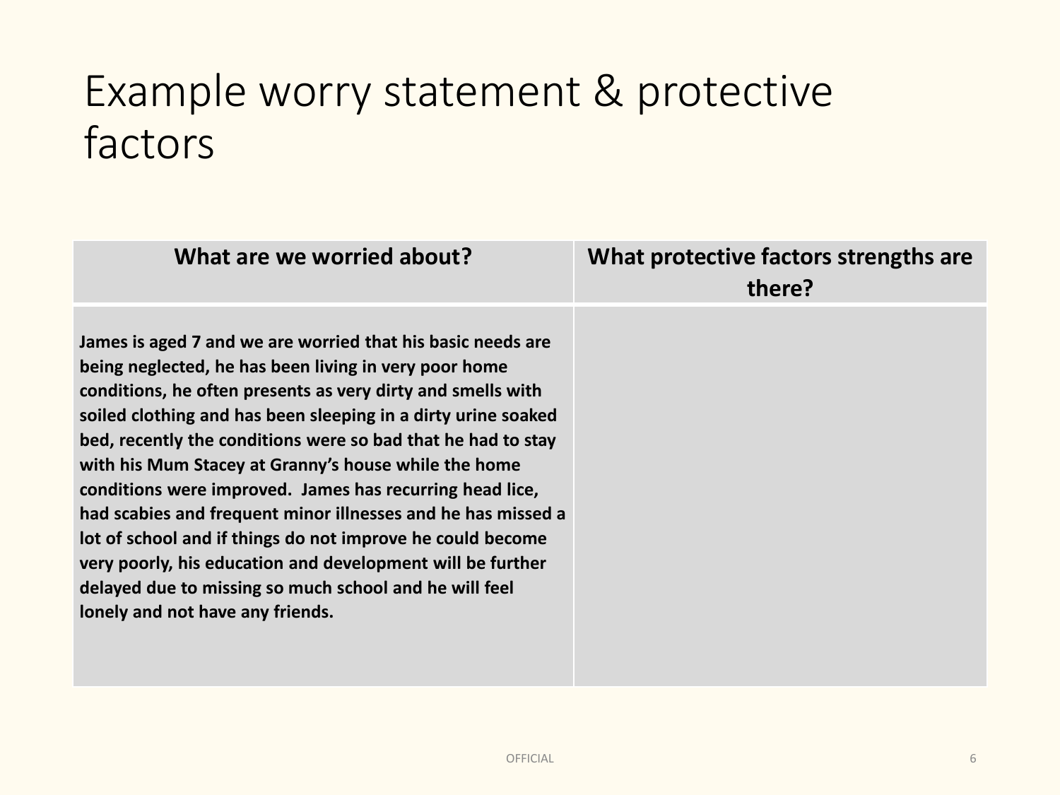# Example worry statement & protective factors

| What are we worried about? | What protective factors strengths are there? |
| --- | --- |
| **James is aged 7 and we are worried that his basic needs are being neglected, he has been living in very poor home conditions, he often presents as very dirty and smells with soiled clothing and has been sleeping in a dirty urine soaked bed, recently the conditions were so bad that he had to stay with his Mum Stacey at Granny's house while the home conditions were improved. James has recurring head lice, had scabies and frequent minor illnesses and he has missed a lot of school and if things do not improve he could become very poorly, his education and development will be further delayed due to missing so much school and he will feel lonely and not have any friends.** | |

OFFICIAL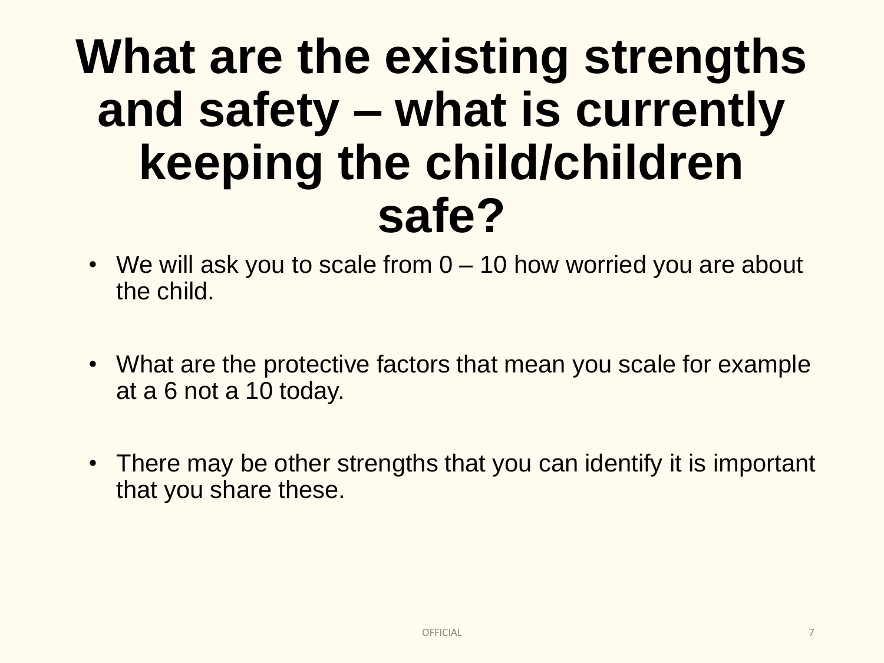# What are the existing strengths and safety – what is currently keeping the child/children safe?

- We will ask you to scale from 0 – 10 how worried you are about the child.
- What are the protective factors that mean you scale for example at a 6 not a 10 today.
- There may be other strengths that you can identify it is important that you share these.

OFFICIAL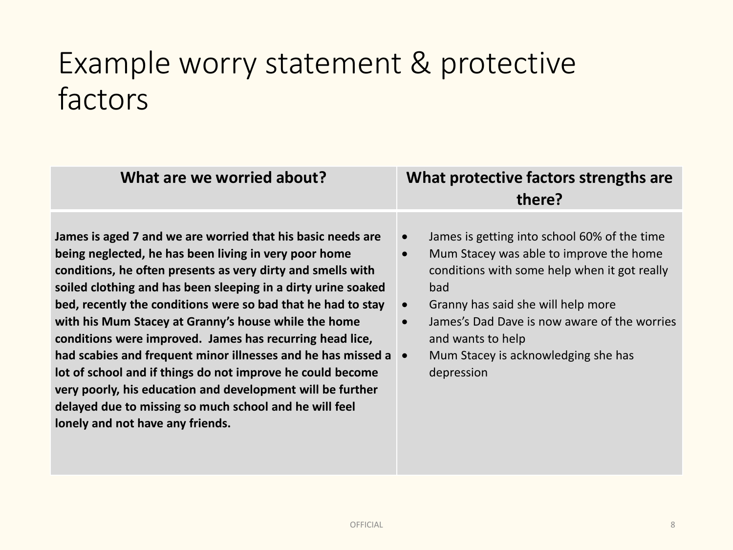# Example worry statement & protective factors

| What are we worried about? | What protective factors strengths are there? |
|---|---|
| **James is aged 7 and we are worried that his basic needs are being neglected, he has been living in very poor home conditions, he often presents as very dirty and smells with soiled clothing and has been sleeping in a dirty urine soaked bed, recently the conditions were so bad that he had to stay with his Mum Stacey at Granny's house while the home conditions were improved. James has recurring head lice, had scabies and frequent minor illnesses and he has missed a lot of school and if things do not improve he could become very poorly, his education and development will be further delayed due to missing so much school and he will feel lonely and not have any friends.** | • James is getting into school 60% of the time<br>• Mum Stacey was able to improve the home conditions with some help when it got really bad<br>• Granny has said she will help more<br>• James's Dad Dave is now aware of the worries and wants to help<br>• Mum Stacey is acknowledging she has depression |

OFFICIAL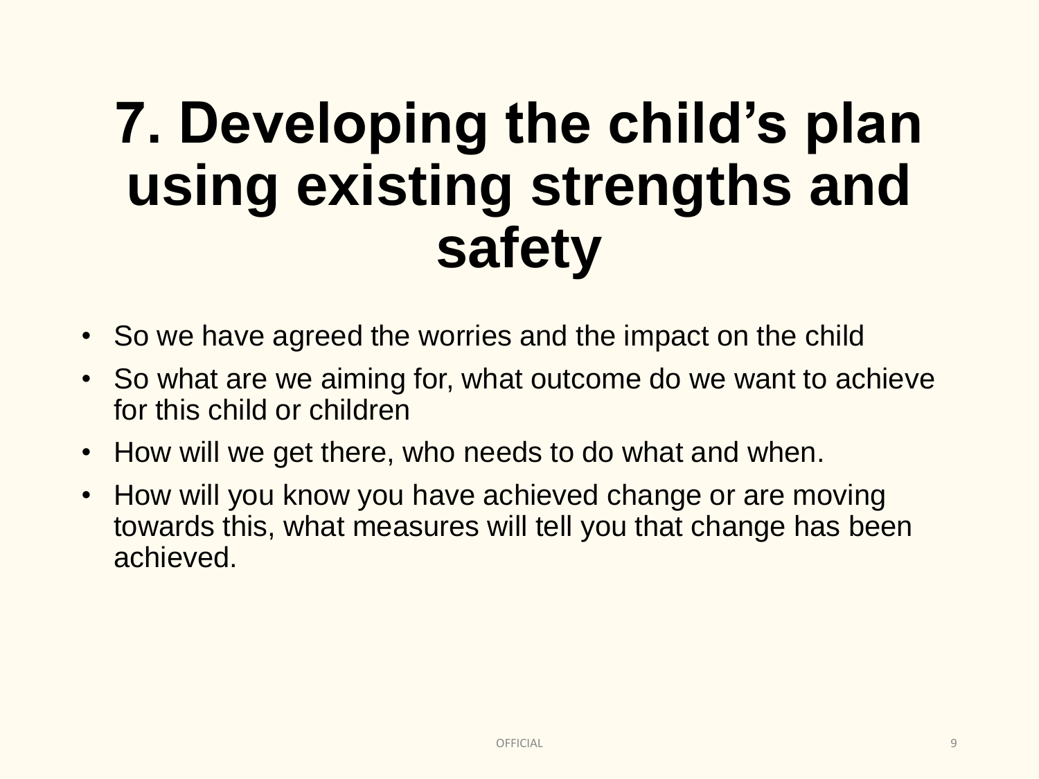# 7. Developing the child's plan using existing strengths and safety

- So we have agreed the worries and the impact on the child
- So what are we aiming for, what outcome do we want to achieve for this child or children
- How will we get there, who needs to do what and when.
- How will you know you have achieved change or are moving towards this, what measures will tell you that change has been achieved.

OFFICIAL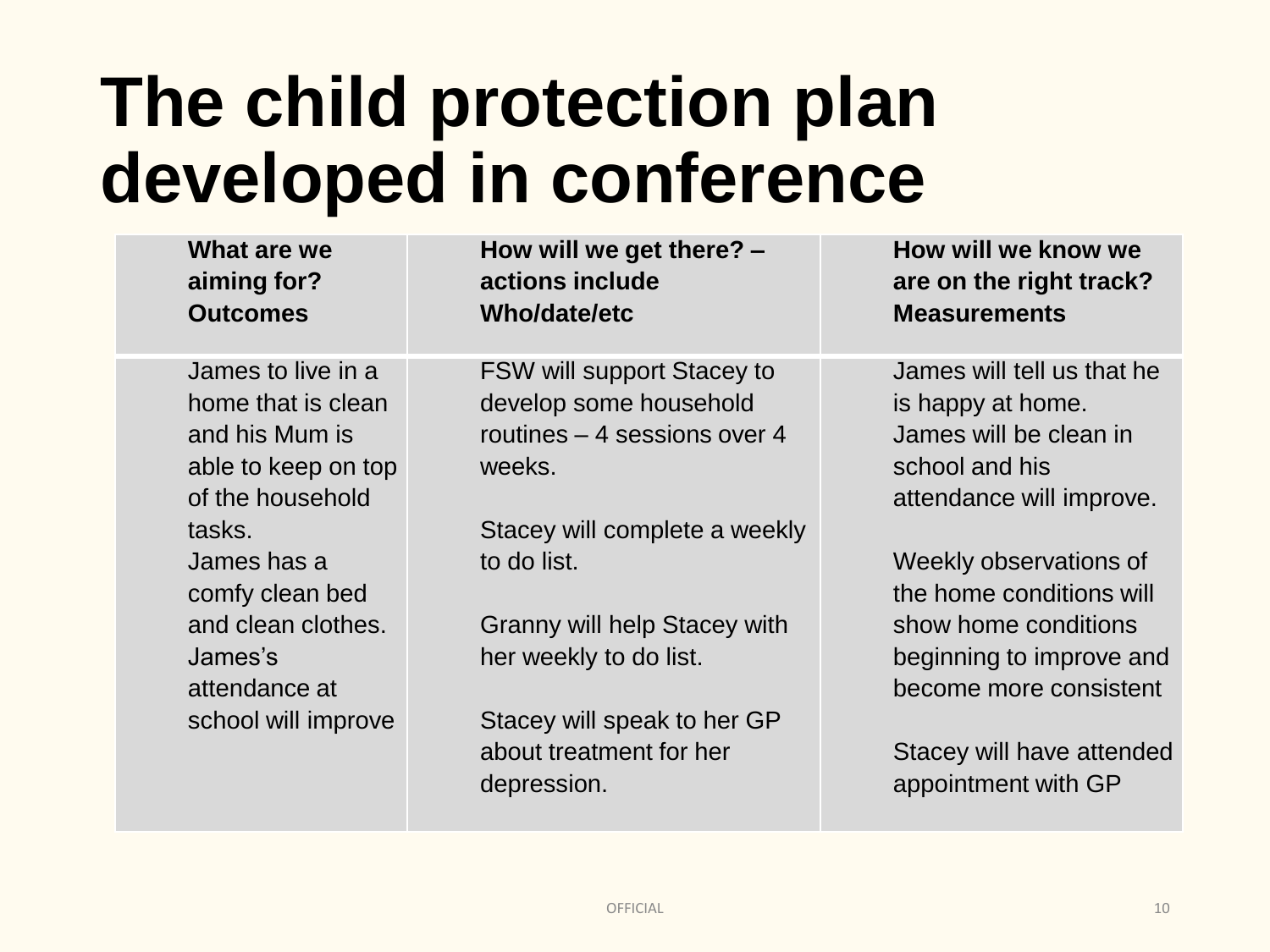# The child protection plan developed in conference

| What are we aiming for? Outcomes | How will we get there? – actions include Who/date/etc | How will we know we are on the right track? Measurements |
|---|---|---|
| James to live in a home that is clean and his Mum is able to keep on top of the household tasks.<br>James has a comfy clean bed and clean clothes.<br>James's attendance at school will improve | FSW will support Stacey to develop some household routines – 4 sessions over 4 weeks.<br><br>Stacey will complete a weekly to do list.<br><br>Granny will help Stacey with her weekly to do list.<br><br>Stacey will speak to her GP about treatment for her depression. | James will tell us that he is happy at home.<br>James will be clean in school and his attendance will improve.<br><br>Weekly observations of the home conditions will show home conditions beginning to improve and become more consistent<br><br>Stacey will have attended appointment with GP |

OFFICIAL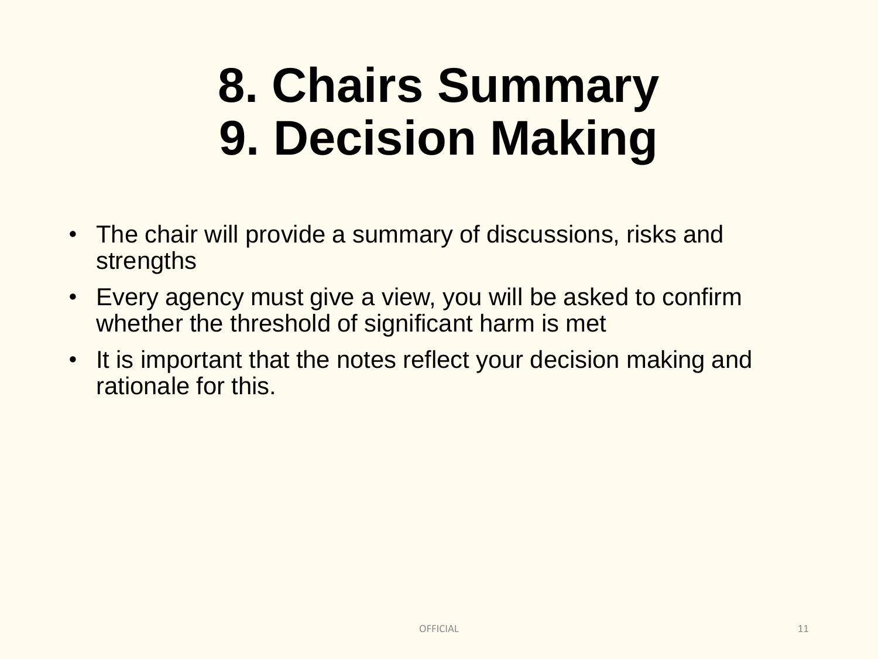# 8. Chairs Summary
# 9. Decision Making

- The chair will provide a summary of discussions, risks and strengths
- Every agency must give a view, you will be asked to confirm whether the threshold of significant harm is met
- It is important that the notes reflect your decision making and rationale for this.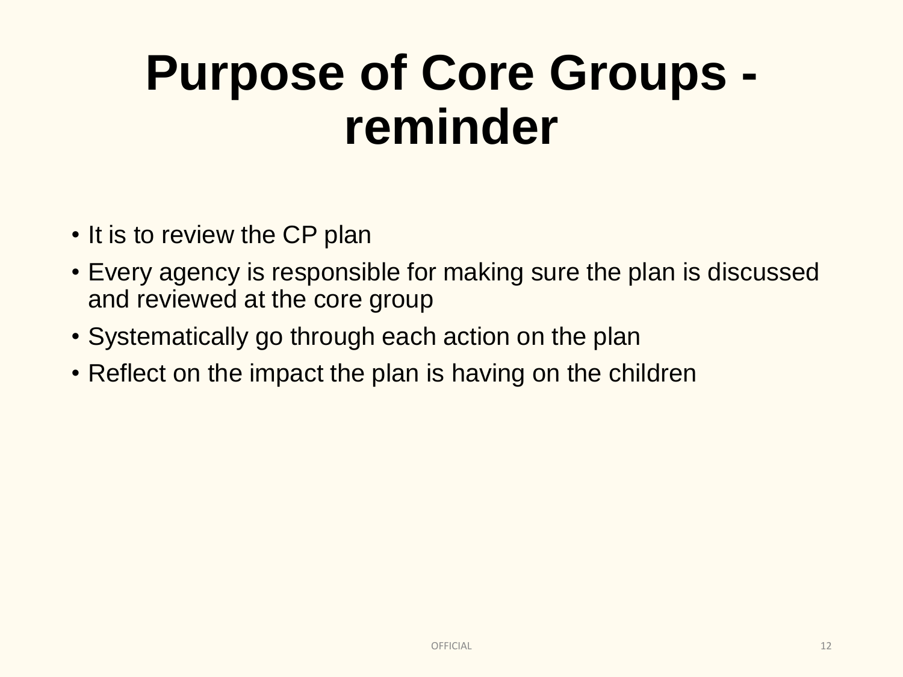# Purpose of Core Groups - reminder

- It is to review the CP plan
- Every agency is responsible for making sure the plan is discussed and reviewed at the core group
- Systematically go through each action on the plan
- Reflect on the impact the plan is having on the children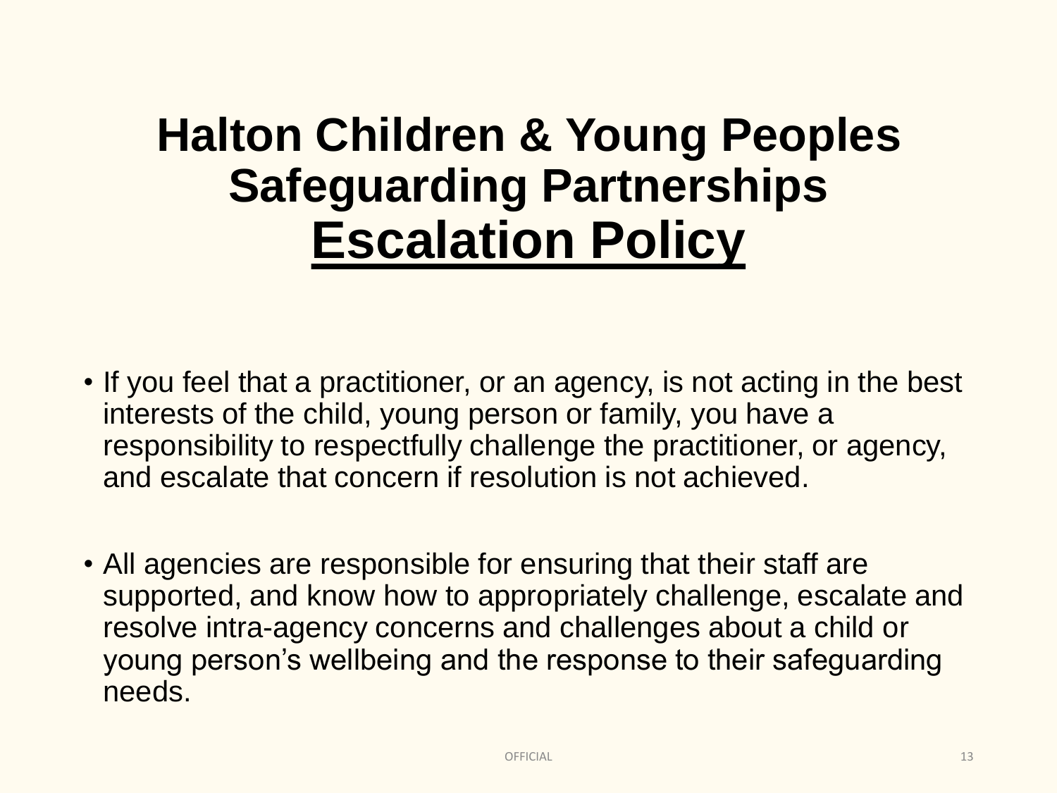# Halton Children & Young Peoples Safeguarding Partnerships Escalation Policy

- If you feel that a practitioner, or an agency, is not acting in the best interests of the child, young person or family, you have a responsibility to respectfully challenge the practitioner, or agency, and escalate that concern if resolution is not achieved.
- All agencies are responsible for ensuring that their staff are supported, and know how to appropriately challenge, escalate and resolve intra-agency concerns and challenges about a child or young person's wellbeing and the response to their safeguarding needs.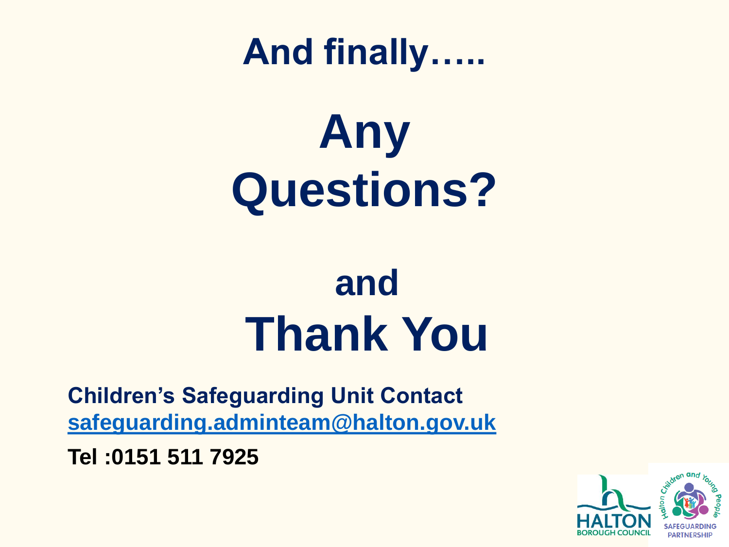# And finally…..

# Any Questions?

# and Thank You

**Children's Safeguarding Unit Contact**
**safeguarding.adminteam@halton.gov.uk**

**Tel :0151 511 7925**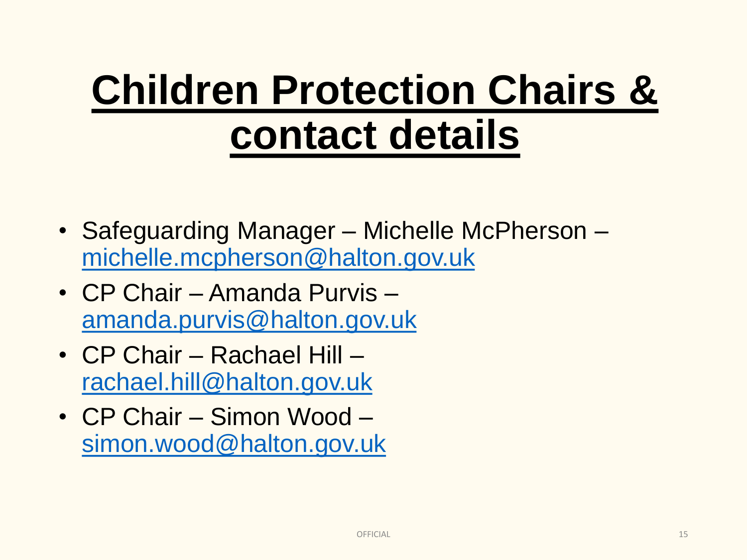# Children Protection Chairs & contact details

- Safeguarding Manager – Michelle McPherson – michelle.mcpherson@halton.gov.uk
- CP Chair – Amanda Purvis – amanda.purvis@halton.gov.uk
- CP Chair – Rachael Hill – rachael.hill@halton.gov.uk
- CP Chair – Simon Wood – simon.wood@halton.gov.uk